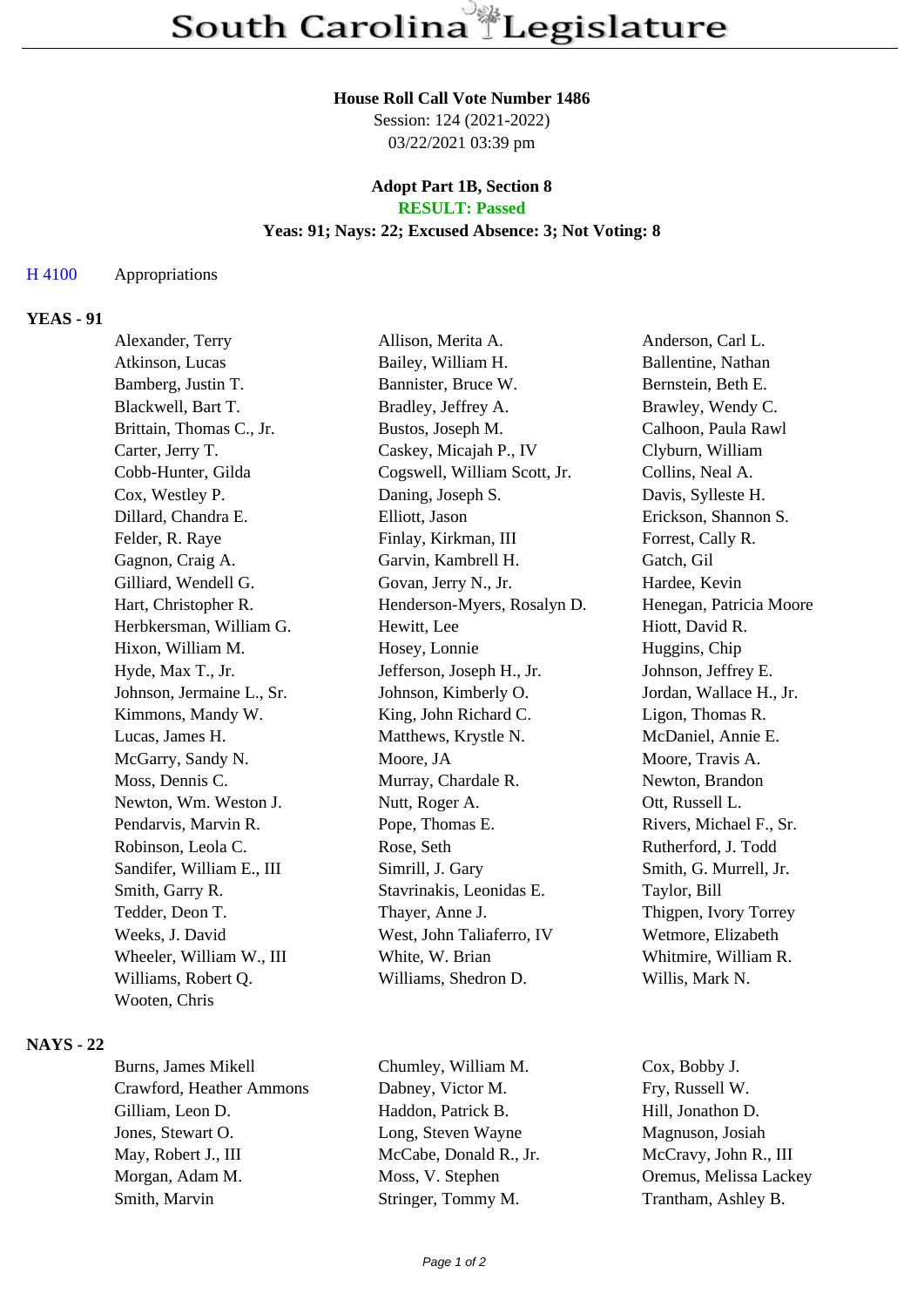# South Carolina Legislature

**House Roll Call Vote Number 1486**
Session: 124 (2021-2022)
03/22/2021 03:39 pm

**Adopt Part 1B, Section 8**
**RESULT: Passed**
**Yeas: 91; Nays: 22; Excused Absence: 3; Not Voting: 8**

H 4100 Appropriations

## YEAS - 91

| | | |
|---|---|---|
| Alexander, Terry | Allison, Merita A. | Anderson, Carl L. |
| Atkinson, Lucas | Bailey, William H. | Ballentine, Nathan |
| Bamberg, Justin T. | Bannister, Bruce W. | Bernstein, Beth E. |
| Blackwell, Bart T. | Bradley, Jeffrey A. | Brawley, Wendy C. |
| Brittain, Thomas C., Jr. | Bustos, Joseph M. | Calhoon, Paula Rawl |
| Carter, Jerry T. | Caskey, Micajah P., IV | Clyburn, William |
| Cobb-Hunter, Gilda | Cogswell, William Scott, Jr. | Collins, Neal A. |
| Cox, Westley P. | Daning, Joseph S. | Davis, Sylleste H. |
| Dillard, Chandra E. | Elliott, Jason | Erickson, Shannon S. |
| Felder, R. Raye | Finlay, Kirkman, III | Forrest, Cally R. |
| Gagnon, Craig A. | Garvin, Kambrell H. | Gatch, Gil |
| Gilliard, Wendell G. | Govan, Jerry N., Jr. | Hardee, Kevin |
| Hart, Christopher R. | Henderson-Myers, Rosalyn D. | Henegan, Patricia Moore |
| Herbkersman, William G. | Hewitt, Lee | Hiott, David R. |
| Hixon, William M. | Hosey, Lonnie | Huggins, Chip |
| Hyde, Max T., Jr. | Jefferson, Joseph H., Jr. | Johnson, Jeffrey E. |
| Johnson, Jermaine L., Sr. | Johnson, Kimberly O. | Jordan, Wallace H., Jr. |
| Kimmons, Mandy W. | King, John Richard C. | Ligon, Thomas R. |
| Lucas, James H. | Matthews, Krystle N. | McDaniel, Annie E. |
| McGarry, Sandy N. | Moore, JA | Moore, Travis A. |
| Moss, Dennis C. | Murray, Chardale R. | Newton, Brandon |
| Newton, Wm. Weston J. | Nutt, Roger A. | Ott, Russell L. |
| Pendarvis, Marvin R. | Pope, Thomas E. | Rivers, Michael F., Sr. |
| Robinson, Leola C. | Rose, Seth | Rutherford, J. Todd |
| Sandifer, William E., III | Simrill, J. Gary | Smith, G. Murrell, Jr. |
| Smith, Garry R. | Stavrinakis, Leonidas E. | Taylor, Bill |
| Tedder, Deon T. | Thayer, Anne J. | Thigpen, Ivory Torrey |
| Weeks, J. David | West, John Taliaferro, IV | Wetmore, Elizabeth |
| Wheeler, William W., III | White, W. Brian | Whitmire, William R. |
| Williams, Robert Q. | Williams, Shedron D. | Willis, Mark N. |
| Wooten, Chris | | |

## NAYS - 22

| | | |
|---|---|---|
| Burns, James Mikell | Chumley, William M. | Cox, Bobby J. |
| Crawford, Heather Ammons | Dabney, Victor M. | Fry, Russell W. |
| Gilliam, Leon D. | Haddon, Patrick B. | Hill, Jonathon D. |
| Jones, Stewart O. | Long, Steven Wayne | Magnuson, Josiah |
| May, Robert J., III | McCabe, Donald R., Jr. | McCravy, John R., III |
| Morgan, Adam M. | Moss, V. Stephen | Oremus, Melissa Lackey |
| Smith, Marvin | Stringer, Tommy M. | Trantham, Ashley B. |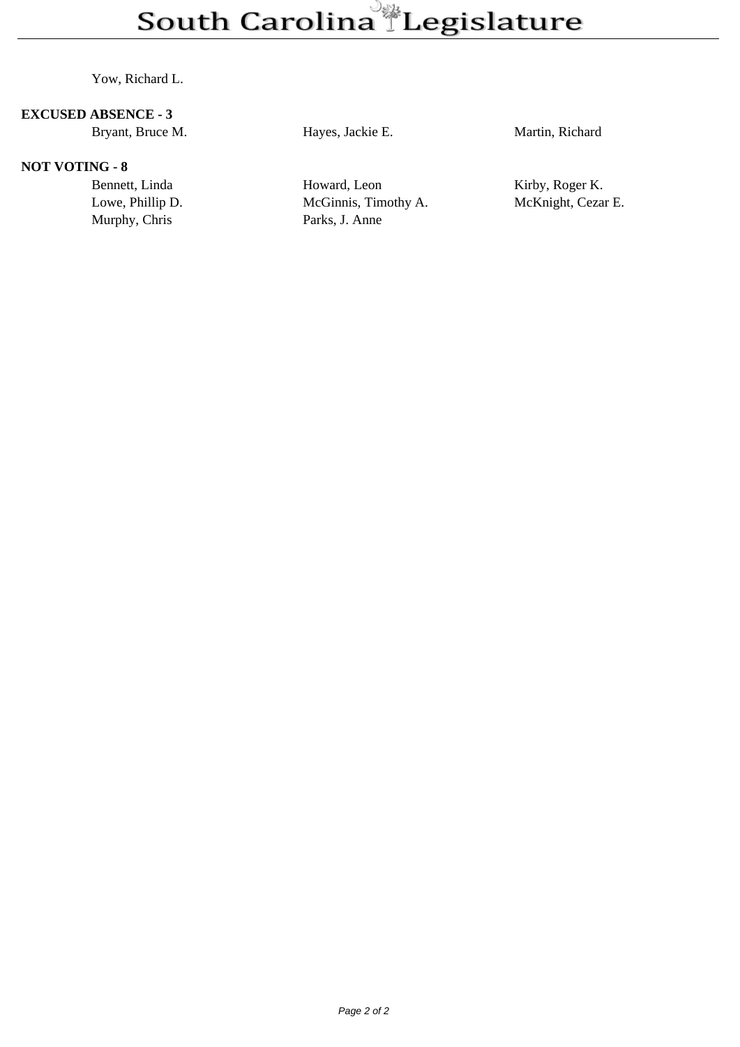Yow, Richard L.

**EXCUSED ABSENCE - 3**

| | | |
|---|---|---|
| Bryant, Bruce M. | Hayes, Jackie E. | Martin, Richard |

**NOT VOTING - 8**

| | | |
|---|---|---|
| Bennett, Linda | Howard, Leon | Kirby, Roger K. |
| Lowe, Phillip D. | McGinnis, Timothy A. | McKnight, Cezar E. |
| Murphy, Chris | Parks, J. Anne | |